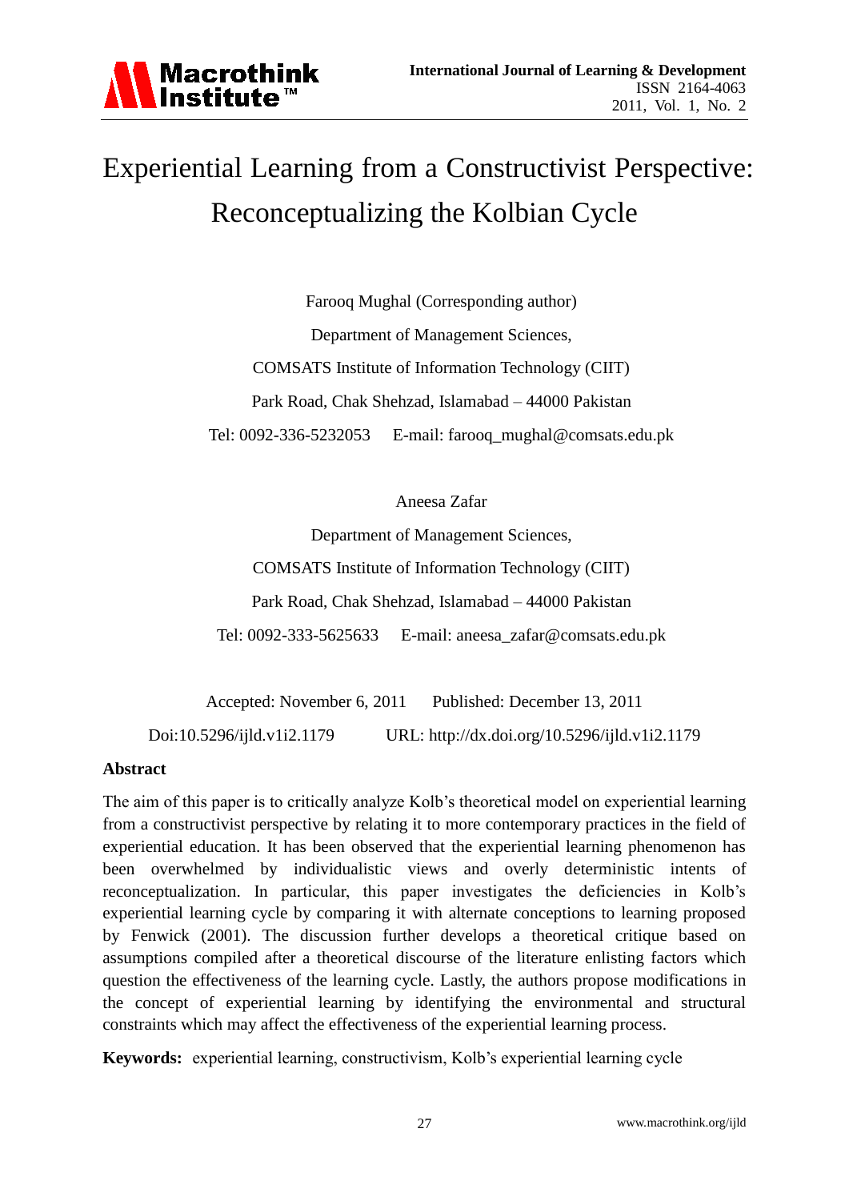# Experiential Learning from a Constructivist Perspective: Reconceptualizing the Kolbian Cycle

Farooq Mughal (Corresponding author)

Department of Management Sciences,

COMSATS Institute of Information Technology (CIIT)

Park Road, Chak Shehzad, Islamabad – 44000 Pakistan

Tel: 0092-336-5232053 E-mail: farooq_mughal@comsats.edu.pk

Aneesa Zafar

Department of Management Sciences,

COMSATS Institute of Information Technology (CIIT)

Park Road, Chak Shehzad, Islamabad – 44000 Pakistan

Tel: 0092-333-5625633 E-mail: aneesa_zafar@comsats.edu.pk

Accepted: November 6, 2011 Published: December 13, 2011

Doi:10.5296/ijld.v1i2.1179 URL: http://dx.doi.org/10.5296/ijld.v1i2.1179

## Abstract

The aim of this paper is to critically analyze Kolb's theoretical model on experiential learning from a constructivist perspective by relating it to more contemporary practices in the field of experiential education. It has been observed that the experiential learning phenomenon has been overwhelmed by individualistic views and overly deterministic intents of reconceptualization. In particular, this paper investigates the deficiencies in Kolb's experiential learning cycle by comparing it with alternate conceptions to learning proposed by Fenwick (2001). The discussion further develops a theoretical critique based on assumptions compiled after a theoretical discourse of the literature enlisting factors which question the effectiveness of the learning cycle. Lastly, the authors propose modifications in the concept of experiential learning by identifying the environmental and structural constraints which may affect the effectiveness of the experiential learning process.

**Keywords:** experiential learning, constructivism, Kolb's experiential learning cycle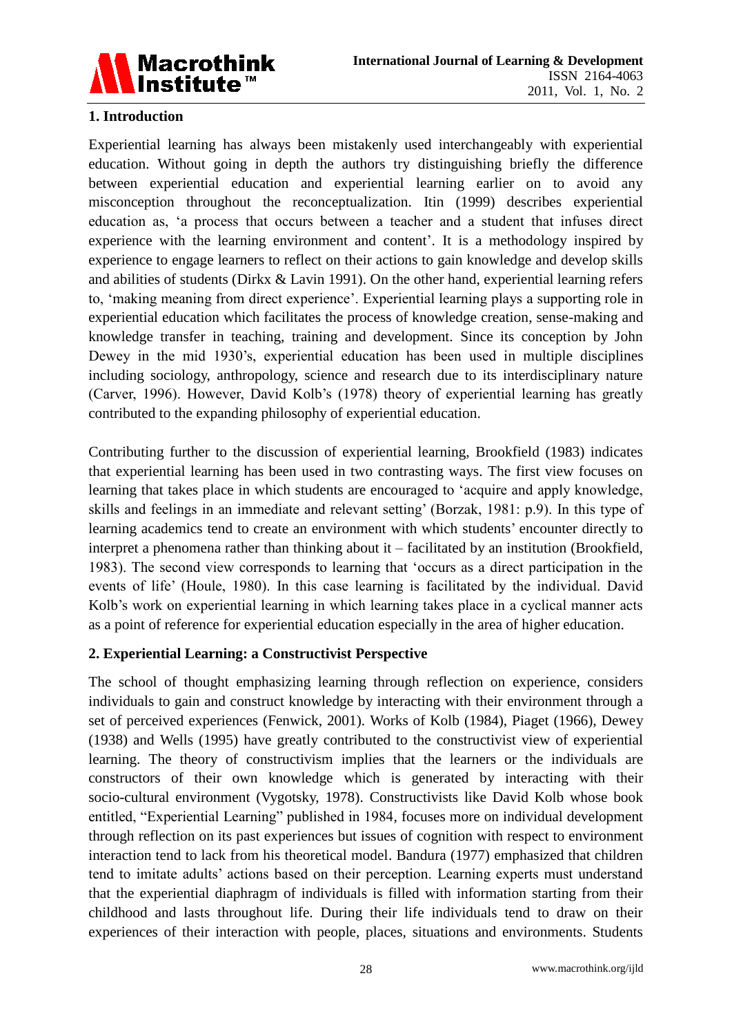## 1. Introduction

Experiential learning has always been mistakenly used interchangeably with experiential education. Without going in depth the authors try distinguishing briefly the difference between experiential education and experiential learning earlier on to avoid any misconception throughout the reconceptualization. Itin (1999) describes experiential education as, 'a process that occurs between a teacher and a student that infuses direct experience with the learning environment and content'. It is a methodology inspired by experience to engage learners to reflect on their actions to gain knowledge and develop skills and abilities of students (Dirkx & Lavin 1991). On the other hand, experiential learning refers to, 'making meaning from direct experience'. Experiential learning plays a supporting role in experiential education which facilitates the process of knowledge creation, sense-making and knowledge transfer in teaching, training and development. Since its conception by John Dewey in the mid 1930's, experiential education has been used in multiple disciplines including sociology, anthropology, science and research due to its interdisciplinary nature (Carver, 1996). However, David Kolb's (1978) theory of experiential learning has greatly contributed to the expanding philosophy of experiential education.

Contributing further to the discussion of experiential learning, Brookfield (1983) indicates that experiential learning has been used in two contrasting ways. The first view focuses on learning that takes place in which students are encouraged to 'acquire and apply knowledge, skills and feelings in an immediate and relevant setting' (Borzak, 1981: p.9). In this type of learning academics tend to create an environment with which students' encounter directly to interpret a phenomena rather than thinking about it – facilitated by an institution (Brookfield, 1983). The second view corresponds to learning that 'occurs as a direct participation in the events of life' (Houle, 1980). In this case learning is facilitated by the individual. David Kolb's work on experiential learning in which learning takes place in a cyclical manner acts as a point of reference for experiential education especially in the area of higher education.

## 2. Experiential Learning: a Constructivist Perspective

The school of thought emphasizing learning through reflection on experience, considers individuals to gain and construct knowledge by interacting with their environment through a set of perceived experiences (Fenwick, 2001). Works of Kolb (1984), Piaget (1966), Dewey (1938) and Wells (1995) have greatly contributed to the constructivist view of experiential learning. The theory of constructivism implies that the learners or the individuals are constructors of their own knowledge which is generated by interacting with their socio-cultural environment (Vygotsky, 1978). Constructivists like David Kolb whose book entitled, "Experiential Learning" published in 1984, focuses more on individual development through reflection on its past experiences but issues of cognition with respect to environment interaction tend to lack from his theoretical model. Bandura (1977) emphasized that children tend to imitate adults' actions based on their perception. Learning experts must understand that the experiential diaphragm of individuals is filled with information starting from their childhood and lasts throughout life. During their life individuals tend to draw on their experiences of their interaction with people, places, situations and environments. Students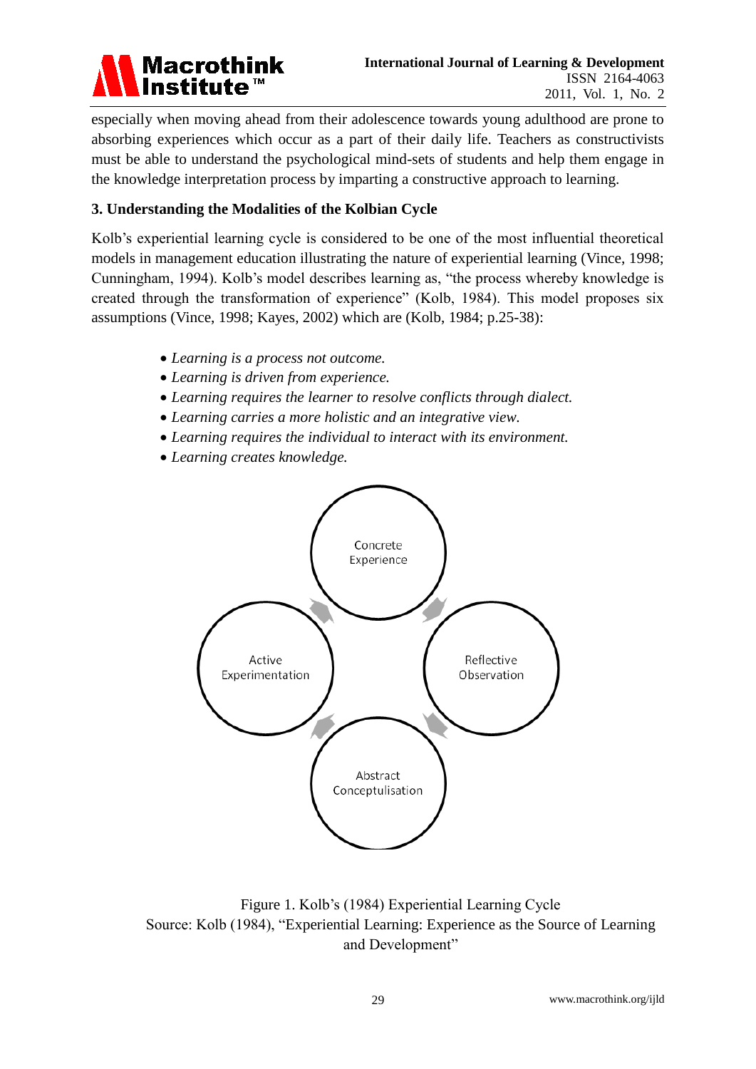especially when moving ahead from their adolescence towards young adulthood are prone to absorbing experiences which occur as a part of their daily life. Teachers as constructivists must be able to understand the psychological mind-sets of students and help them engage in the knowledge interpretation process by imparting a constructive approach to learning.

### 3. Understanding the Modalities of the Kolbian Cycle

Kolb's experiential learning cycle is considered to be one of the most influential theoretical models in management education illustrating the nature of experiential learning (Vince, 1998; Cunningham, 1994). Kolb's model describes learning as, "the process whereby knowledge is created through the transformation of experience" (Kolb, 1984). This model proposes six assumptions (Vince, 1998; Kayes, 2002) which are (Kolb, 1984; p.25-38):

- *Learning is a process not outcome.*
- *Learning is driven from experience.*
- *Learning requires the learner to resolve conflicts through dialect.*
- *Learning carries a more holistic and an integrative view.*
- *Learning requires the individual to interact with its environment.*
- *Learning creates knowledge.*

Concrete Experience

Reflective Observation

Abstract Conceptualisation

Active Experimentation

Figure 1. Kolb's (1984) Experiential Learning Cycle
Source: Kolb (1984), "Experiential Learning: Experience as the Source of Learning and Development"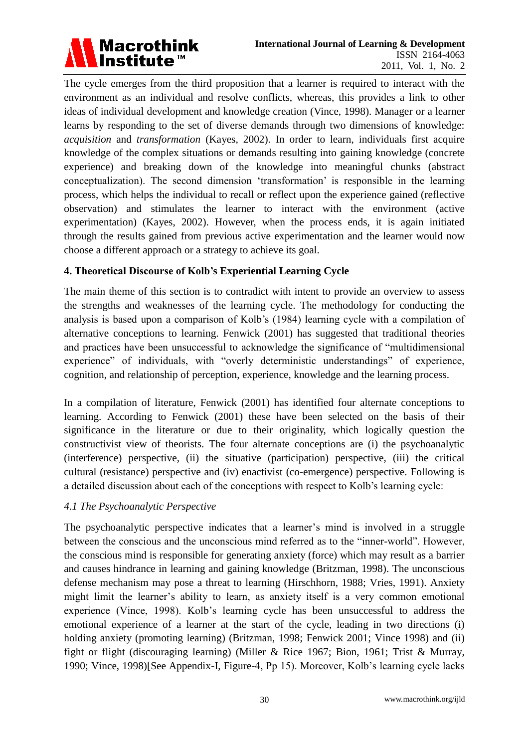The cycle emerges from the third proposition that a learner is required to interact with the environment as an individual and resolve conflicts, whereas, this provides a link to other ideas of individual development and knowledge creation (Vince, 1998). Manager or a learner learns by responding to the set of diverse demands through two dimensions of knowledge: *acquisition* and *transformation* (Kayes, 2002). In order to learn, individuals first acquire knowledge of the complex situations or demands resulting into gaining knowledge (concrete experience) and breaking down of the knowledge into meaningful chunks (abstract conceptualization). The second dimension 'transformation' is responsible in the learning process, which helps the individual to recall or reflect upon the experience gained (reflective observation) and stimulates the learner to interact with the environment (active experimentation) (Kayes, 2002). However, when the process ends, it is again initiated through the results gained from previous active experimentation and the learner would now choose a different approach or a strategy to achieve its goal.

## 4. Theoretical Discourse of Kolb's Experiential Learning Cycle

The main theme of this section is to contradict with intent to provide an overview to assess the strengths and weaknesses of the learning cycle. The methodology for conducting the analysis is based upon a comparison of Kolb's (1984) learning cycle with a compilation of alternative conceptions to learning. Fenwick (2001) has suggested that traditional theories and practices have been unsuccessful to acknowledge the significance of "multidimensional experience" of individuals, with "overly deterministic understandings" of experience, cognition, and relationship of perception, experience, knowledge and the learning process.

In a compilation of literature, Fenwick (2001) has identified four alternate conceptions to learning. According to Fenwick (2001) these have been selected on the basis of their significance in the literature or due to their originality, which logically question the constructivist view of theorists. The four alternate conceptions are (i) the psychoanalytic (interference) perspective, (ii) the situative (participation) perspective, (iii) the critical cultural (resistance) perspective and (iv) enactivist (co-emergence) perspective. Following is a detailed discussion about each of the conceptions with respect to Kolb's learning cycle:

### *4.1 The Psychoanalytic Perspective*

The psychoanalytic perspective indicates that a learner's mind is involved in a struggle between the conscious and the unconscious mind referred as to the "inner-world". However, the conscious mind is responsible for generating anxiety (force) which may result as a barrier and causes hindrance in learning and gaining knowledge (Britzman, 1998). The unconscious defense mechanism may pose a threat to learning (Hirschhorn, 1988; Vries, 1991). Anxiety might limit the learner's ability to learn, as anxiety itself is a very common emotional experience (Vince, 1998). Kolb's learning cycle has been unsuccessful to address the emotional experience of a learner at the start of the cycle, leading in two directions (i) holding anxiety (promoting learning) (Britzman, 1998; Fenwick 2001; Vince 1998) and (ii) fight or flight (discouraging learning) (Miller & Rice 1967; Bion, 1961; Trist & Murray, 1990; Vince, 1998)[See Appendix-I, Figure-4, Pp 15). Moreover, Kolb's learning cycle lacks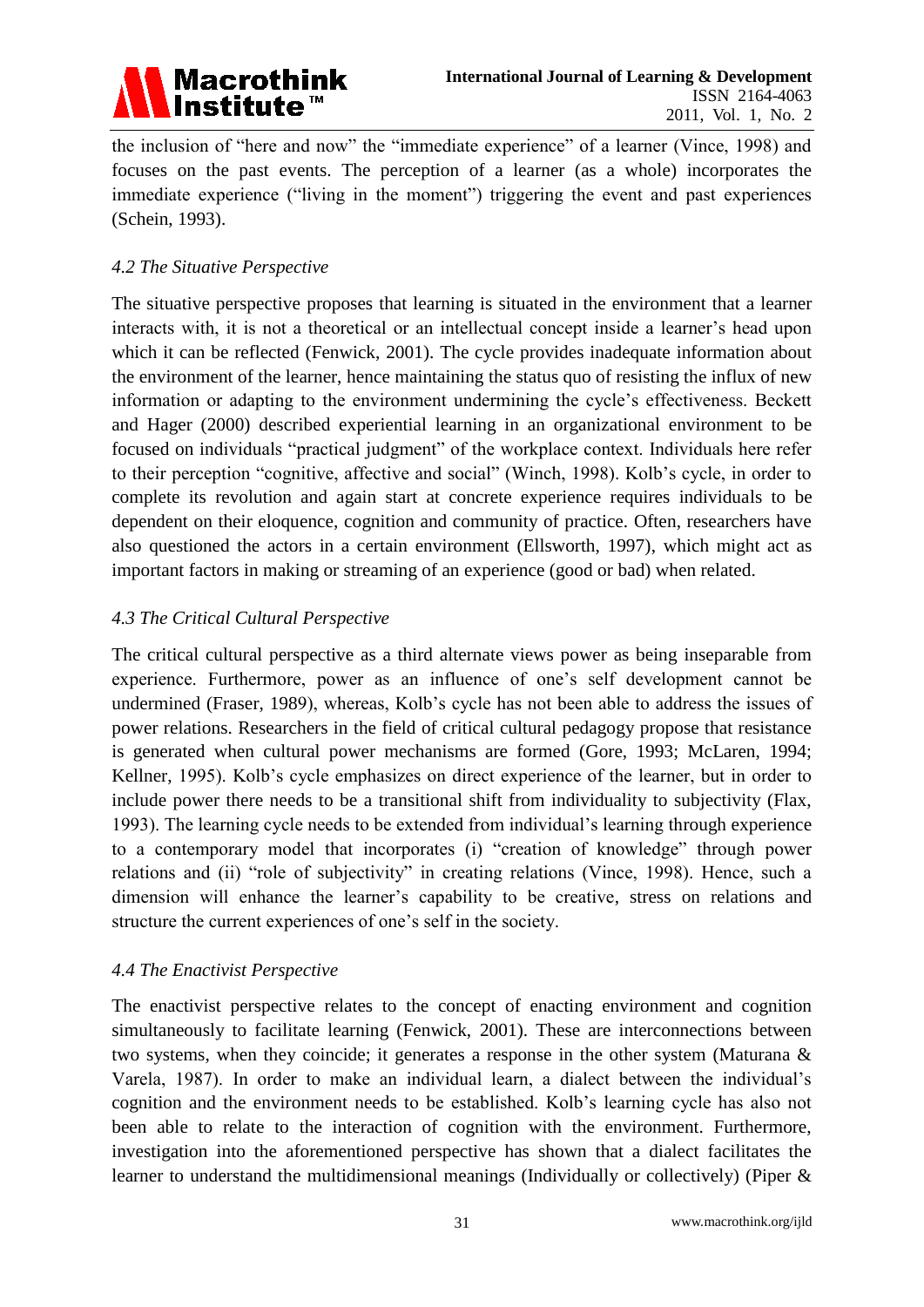the inclusion of "here and now" the "immediate experience" of a learner (Vince, 1998) and focuses on the past events. The perception of a learner (as a whole) incorporates the immediate experience ("living in the moment") triggering the event and past experiences (Schein, 1993).

### *4.2 The Situative Perspective*

The situative perspective proposes that learning is situated in the environment that a learner interacts with, it is not a theoretical or an intellectual concept inside a learner's head upon which it can be reflected (Fenwick, 2001). The cycle provides inadequate information about the environment of the learner, hence maintaining the status quo of resisting the influx of new information or adapting to the environment undermining the cycle's effectiveness. Beckett and Hager (2000) described experiential learning in an organizational environment to be focused on individuals "practical judgment" of the workplace context. Individuals here refer to their perception "cognitive, affective and social" (Winch, 1998). Kolb's cycle, in order to complete its revolution and again start at concrete experience requires individuals to be dependent on their eloquence, cognition and community of practice. Often, researchers have also questioned the actors in a certain environment (Ellsworth, 1997), which might act as important factors in making or streaming of an experience (good or bad) when related.

### *4.3 The Critical Cultural Perspective*

The critical cultural perspective as a third alternate views power as being inseparable from experience. Furthermore, power as an influence of one's self development cannot be undermined (Fraser, 1989), whereas, Kolb's cycle has not been able to address the issues of power relations. Researchers in the field of critical cultural pedagogy propose that resistance is generated when cultural power mechanisms are formed (Gore, 1993; McLaren, 1994; Kellner, 1995). Kolb's cycle emphasizes on direct experience of the learner, but in order to include power there needs to be a transitional shift from individuality to subjectivity (Flax, 1993). The learning cycle needs to be extended from individual's learning through experience to a contemporary model that incorporates (i) "creation of knowledge" through power relations and (ii) "role of subjectivity" in creating relations (Vince, 1998). Hence, such a dimension will enhance the learner's capability to be creative, stress on relations and structure the current experiences of one's self in the society.

### *4.4 The Enactivist Perspective*

The enactivist perspective relates to the concept of enacting environment and cognition simultaneously to facilitate learning (Fenwick, 2001). These are interconnections between two systems, when they coincide; it generates a response in the other system (Maturana & Varela, 1987). In order to make an individual learn, a dialect between the individual's cognition and the environment needs to be established. Kolb's learning cycle has also not been able to relate to the interaction of cognition with the environment. Furthermore, investigation into the aforementioned perspective has shown that a dialect facilitates the learner to understand the multidimensional meanings (Individually or collectively) (Piper &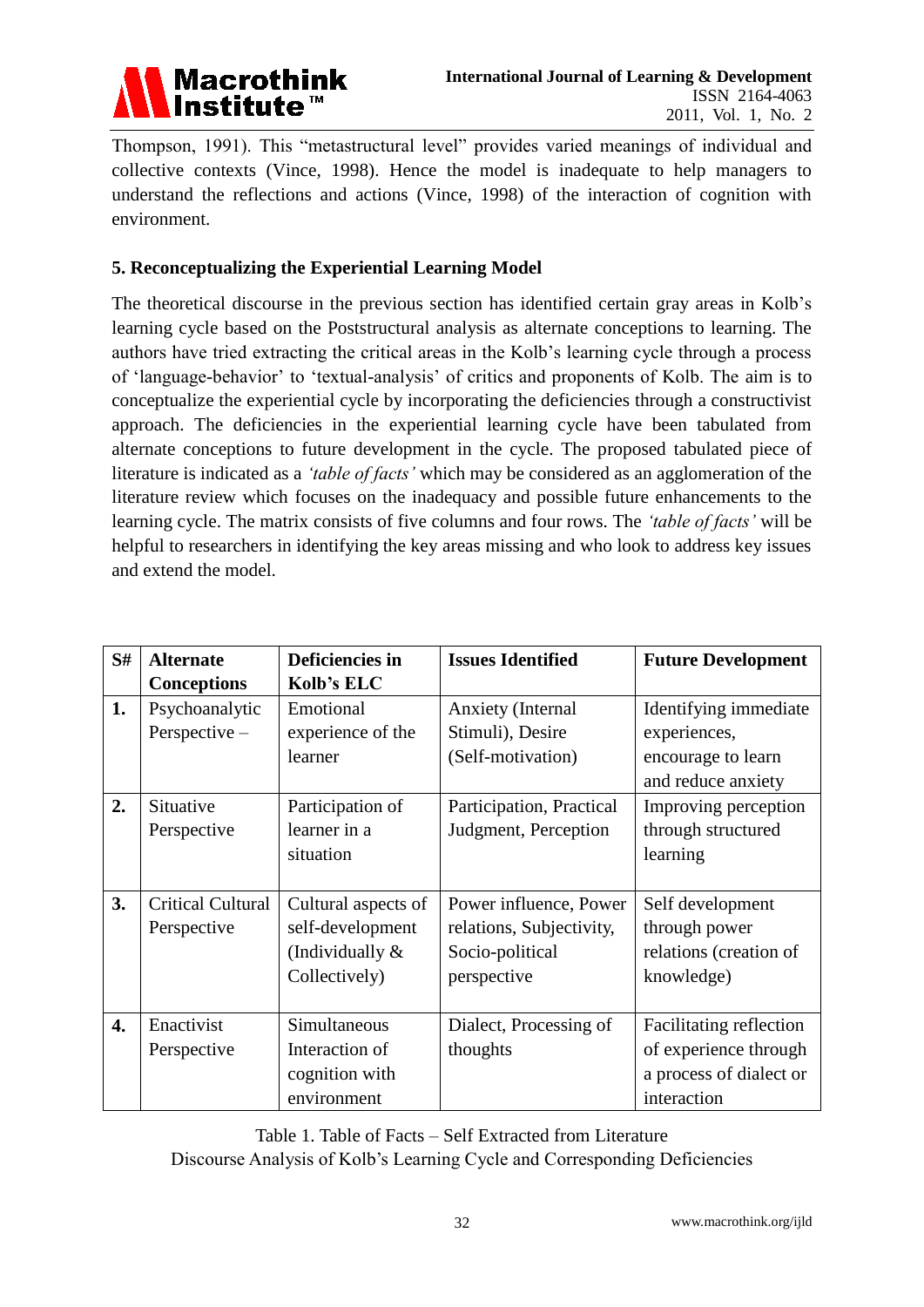Thompson, 1991). This "metastructural level" provides varied meanings of individual and collective contexts (Vince, 1998). Hence the model is inadequate to help managers to understand the reflections and actions (Vince, 1998) of the interaction of cognition with environment.

## 5. Reconceptualizing the Experiential Learning Model

The theoretical discourse in the previous section has identified certain gray areas in Kolb's learning cycle based on the Poststructural analysis as alternate conceptions to learning. The authors have tried extracting the critical areas in the Kolb's learning cycle through a process of 'language-behavior' to 'textual-analysis' of critics and proponents of Kolb. The aim is to conceptualize the experiential cycle by incorporating the deficiencies through a constructivist approach. The deficiencies in the experiential learning cycle have been tabulated from alternate conceptions to future development in the cycle. The proposed tabulated piece of literature is indicated as a *'table of facts'* which may be considered as an agglomeration of the literature review which focuses on the inadequacy and possible future enhancements to the learning cycle. The matrix consists of five columns and four rows. The *'table of facts'* will be helpful to researchers in identifying the key areas missing and who look to address key issues and extend the model.

| S# | Alternate Conceptions | Deficiencies in Kolb's ELC | Issues Identified | Future Development |
|---|---|---|---|---|
| **1.** | Psychoanalytic Perspective – | Emotional experience of the learner | Anxiety (Internal Stimuli), Desire (Self-motivation) | Identifying immediate experiences, encourage to learn and reduce anxiety |
| **2.** | Situative Perspective | Participation of learner in a situation | Participation, Practical Judgment, Perception | Improving perception through structured learning |
| **3.** | Critical Cultural Perspective | Cultural aspects of self-development (Individually & Collectively) | Power influence, Power relations, Subjectivity, Socio-political perspective | Self development through power relations (creation of knowledge) |
| **4.** | Enactivist Perspective | Simultaneous Interaction of cognition with environment | Dialect, Processing of thoughts | Facilitating reflection of experience through a process of dialect or interaction |

Table 1. Table of Facts – Self Extracted from Literature
Discourse Analysis of Kolb's Learning Cycle and Corresponding Deficiencies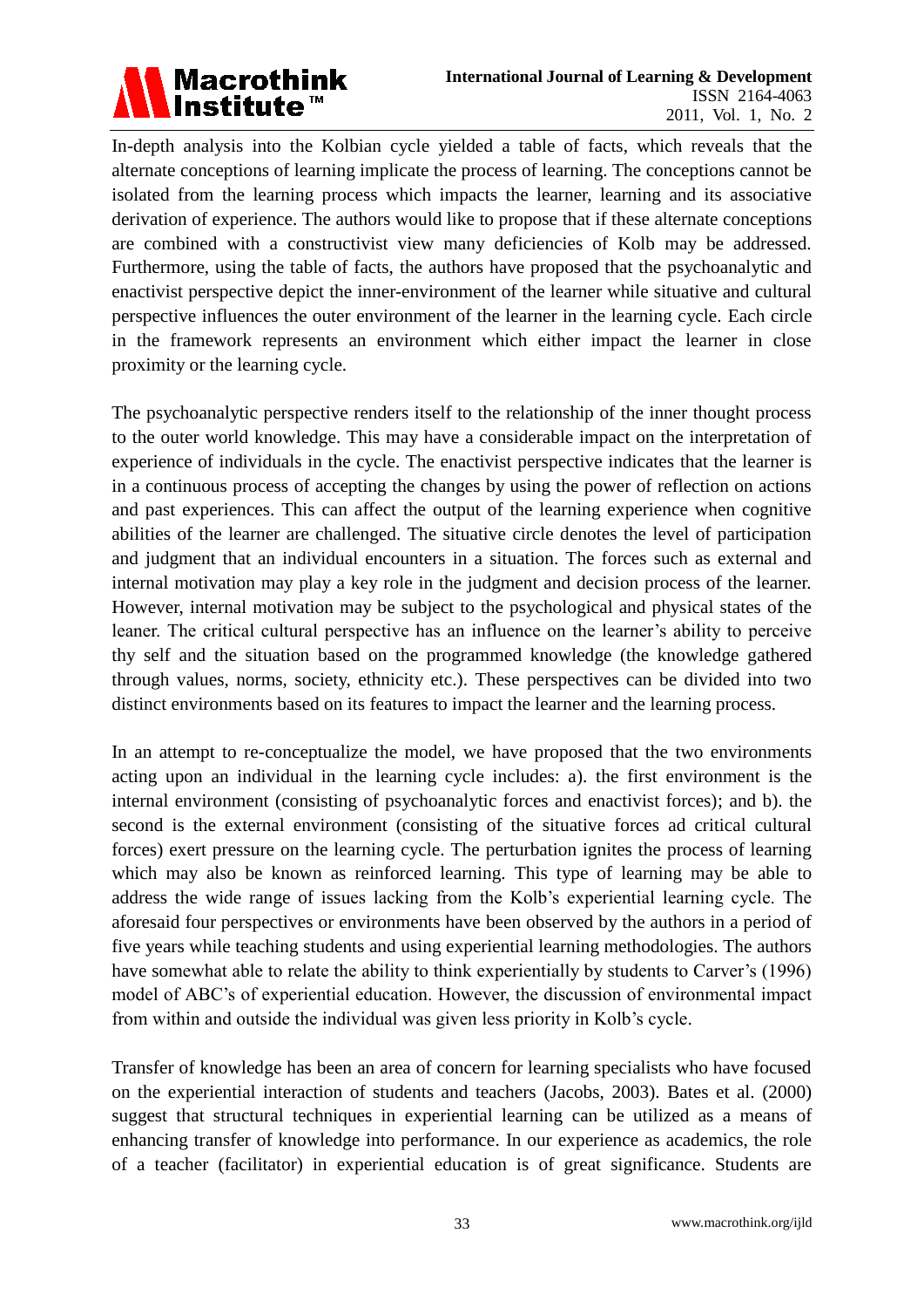In-depth analysis into the Kolbian cycle yielded a table of facts, which reveals that the alternate conceptions of learning implicate the process of learning. The conceptions cannot be isolated from the learning process which impacts the learner, learning and its associative derivation of experience. The authors would like to propose that if these alternate conceptions are combined with a constructivist view many deficiencies of Kolb may be addressed. Furthermore, using the table of facts, the authors have proposed that the psychoanalytic and enactivist perspective depict the inner-environment of the learner while situative and cultural perspective influences the outer environment of the learner in the learning cycle. Each circle in the framework represents an environment which either impact the learner in close proximity or the learning cycle.

The psychoanalytic perspective renders itself to the relationship of the inner thought process to the outer world knowledge. This may have a considerable impact on the interpretation of experience of individuals in the cycle. The enactivist perspective indicates that the learner is in a continuous process of accepting the changes by using the power of reflection on actions and past experiences. This can affect the output of the learning experience when cognitive abilities of the learner are challenged. The situative circle denotes the level of participation and judgment that an individual encounters in a situation. The forces such as external and internal motivation may play a key role in the judgment and decision process of the learner. However, internal motivation may be subject to the psychological and physical states of the leaner. The critical cultural perspective has an influence on the learner's ability to perceive thy self and the situation based on the programmed knowledge (the knowledge gathered through values, norms, society, ethnicity etc.). These perspectives can be divided into two distinct environments based on its features to impact the learner and the learning process.

In an attempt to re-conceptualize the model, we have proposed that the two environments acting upon an individual in the learning cycle includes: a). the first environment is the internal environment (consisting of psychoanalytic forces and enactivist forces); and b). the second is the external environment (consisting of the situative forces ad critical cultural forces) exert pressure on the learning cycle. The perturbation ignites the process of learning which may also be known as reinforced learning. This type of learning may be able to address the wide range of issues lacking from the Kolb's experiential learning cycle. The aforesaid four perspectives or environments have been observed by the authors in a period of five years while teaching students and using experiential learning methodologies. The authors have somewhat able to relate the ability to think experientially by students to Carver's (1996) model of ABC's of experiential education. However, the discussion of environmental impact from within and outside the individual was given less priority in Kolb's cycle.

Transfer of knowledge has been an area of concern for learning specialists who have focused on the experiential interaction of students and teachers (Jacobs, 2003). Bates et al. (2000) suggest that structural techniques in experiential learning can be utilized as a means of enhancing transfer of knowledge into performance. In our experience as academics, the role of a teacher (facilitator) in experiential education is of great significance. Students are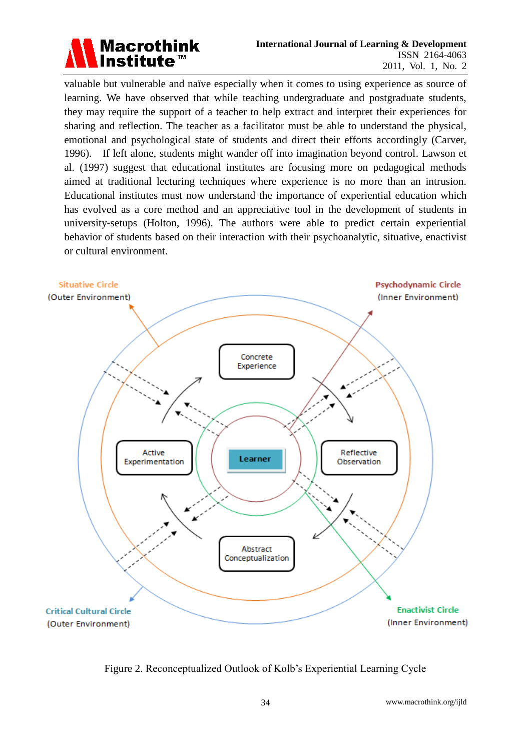valuable but vulnerable and naïve especially when it comes to using experience as source of learning. We have observed that while teaching undergraduate and postgraduate students, they may require the support of a teacher to help extract and interpret their experiences for sharing and reflection. The teacher as a facilitator must be able to understand the physical, emotional and psychological state of students and direct their efforts accordingly (Carver, 1996). If left alone, students might wander off into imagination beyond control. Lawson et al. (1997) suggest that educational institutes are focusing more on pedagogical methods aimed at traditional lecturing techniques where experience is no more than an intrusion. Educational institutes must now understand the importance of experiential education which has evolved as a core method and an appreciative tool in the development of students in university-setups (Holton, 1996). The authors were able to predict certain experiential behavior of students based on their interaction with their psychoanalytic, situative, enactivist or cultural environment.

Figure 2. Reconceptualized Outlook of Kolb's Experiential Learning Cycle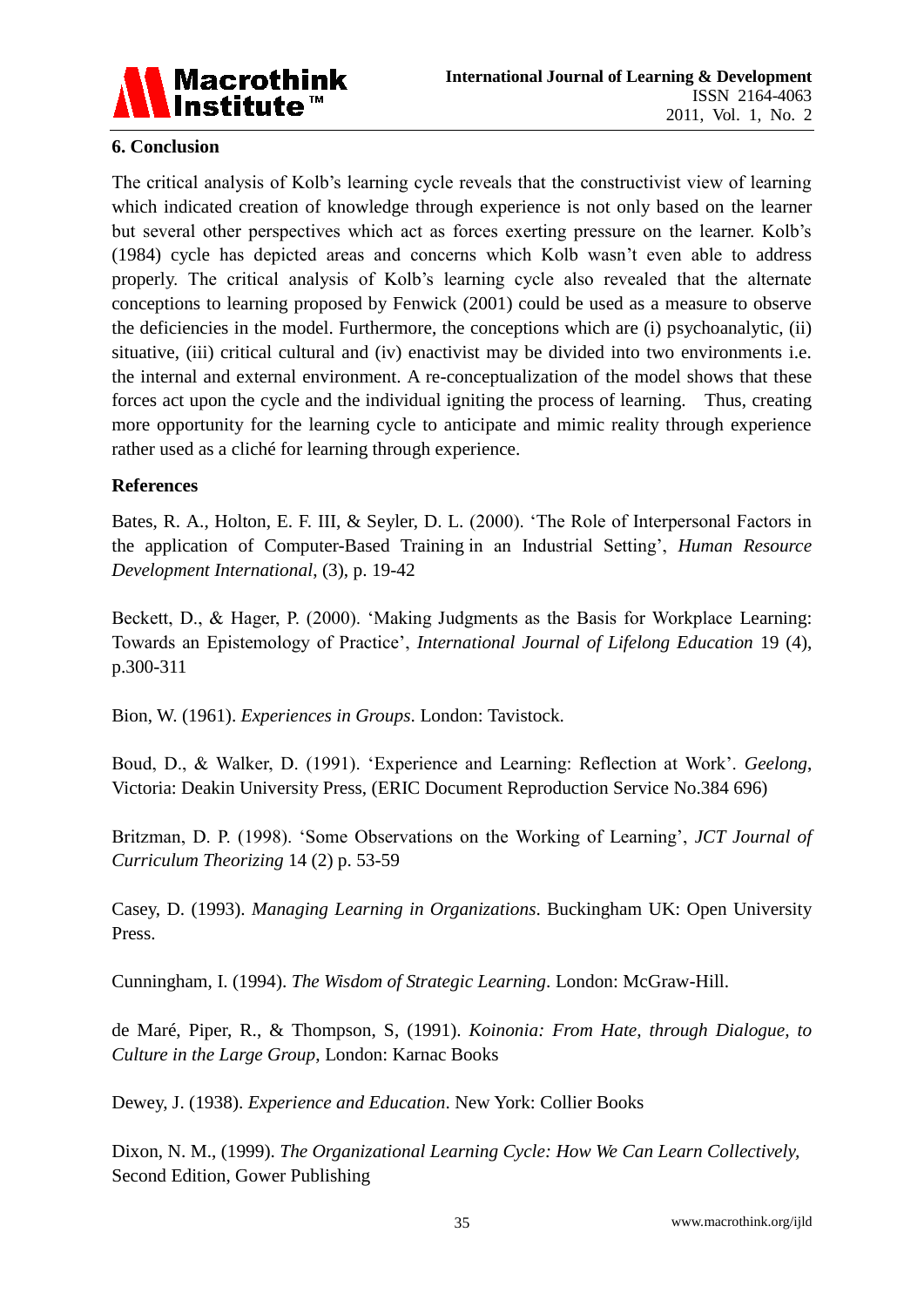## 6. Conclusion

The critical analysis of Kolb's learning cycle reveals that the constructivist view of learning which indicated creation of knowledge through experience is not only based on the learner but several other perspectives which act as forces exerting pressure on the learner. Kolb's (1984) cycle has depicted areas and concerns which Kolb wasn't even able to address properly. The critical analysis of Kolb's learning cycle also revealed that the alternate conceptions to learning proposed by Fenwick (2001) could be used as a measure to observe the deficiencies in the model. Furthermore, the conceptions which are (i) psychoanalytic, (ii) situative, (iii) critical cultural and (iv) enactivist may be divided into two environments i.e. the internal and external environment. A re-conceptualization of the model shows that these forces act upon the cycle and the individual igniting the process of learning. Thus, creating more opportunity for the learning cycle to anticipate and mimic reality through experience rather used as a cliché for learning through experience.

## References

Bates, R. A., Holton, E. F. III, & Seyler, D. L. (2000). 'The Role of Interpersonal Factors in the application of Computer-Based Training in an Industrial Setting', *Human Resource Development International*, (3), p. 19-42

Beckett, D., & Hager, P. (2000). 'Making Judgments as the Basis for Workplace Learning: Towards an Epistemology of Practice', *International Journal of Lifelong Education* 19 (4), p.300-311

Bion, W. (1961). *Experiences in Groups*. London: Tavistock.

Boud, D., & Walker, D. (1991). 'Experience and Learning: Reflection at Work'. *Geelong*, Victoria: Deakin University Press, (ERIC Document Reproduction Service No.384 696)

Britzman, D. P. (1998). 'Some Observations on the Working of Learning', *JCT Journal of Curriculum Theorizing* 14 (2) p. 53-59

Casey, D. (1993). *Managing Learning in Organizations*. Buckingham UK: Open University Press.

Cunningham, I. (1994). *The Wisdom of Strategic Learning*. London: McGraw-Hill.

de Maré, Piper, R., & Thompson, S, (1991). *Koinonia: From Hate, through Dialogue, to Culture in the Large Group*, London: Karnac Books

Dewey, J. (1938). *Experience and Education*. New York: Collier Books

Dixon, N. M., (1999). *The Organizational Learning Cycle: How We Can Learn Collectively*, Second Edition, Gower Publishing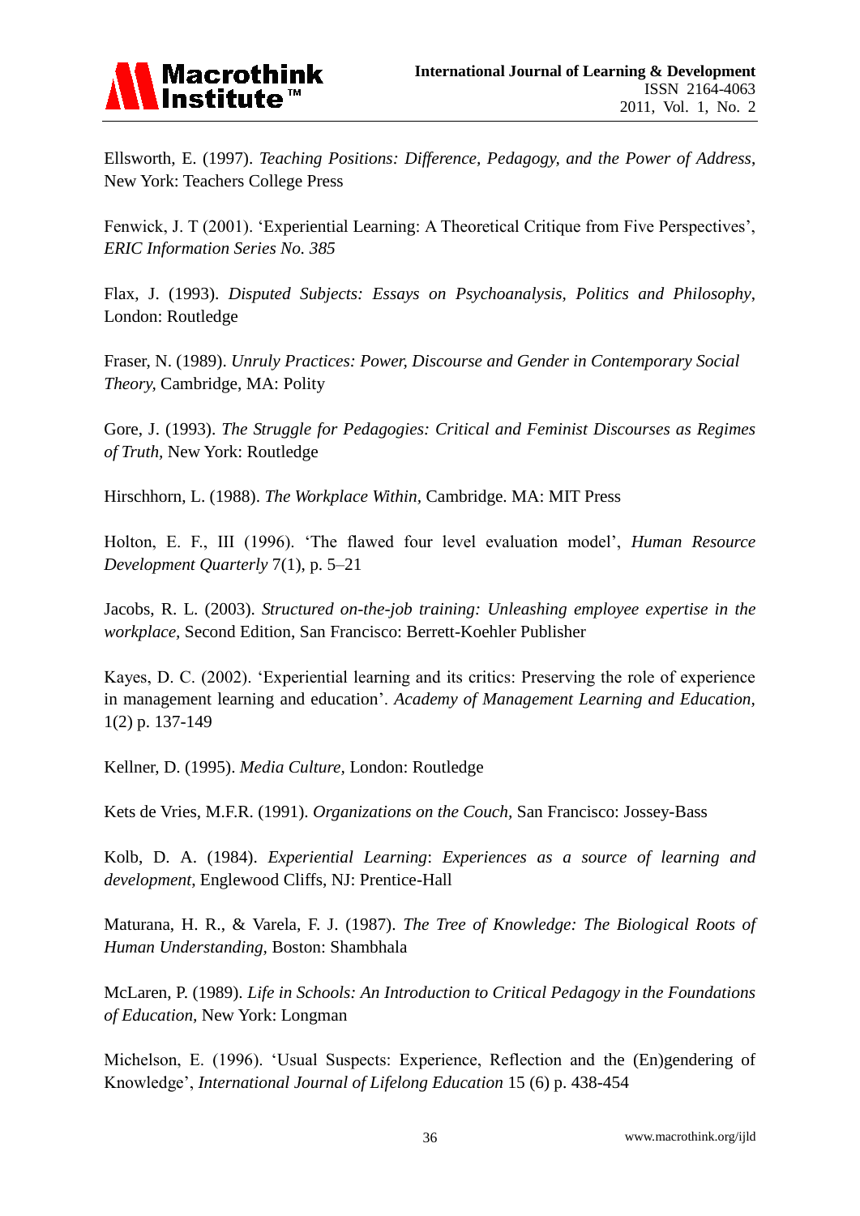Ellsworth, E. (1997). *Teaching Positions: Difference, Pedagogy, and the Power of Address*, New York: Teachers College Press

Fenwick, J. T (2001). 'Experiential Learning: A Theoretical Critique from Five Perspectives', *ERIC Information Series No. 385*

Flax, J. (1993). *Disputed Subjects: Essays on Psychoanalysis, Politics and Philosophy*, London: Routledge

Fraser, N. (1989). *Unruly Practices: Power, Discourse and Gender in Contemporary Social Theory,* Cambridge, MA: Polity

Gore, J. (1993). *The Struggle for Pedagogies: Critical and Feminist Discourses as Regimes of Truth,* New York: Routledge

Hirschhorn, L. (1988). *The Workplace Within,* Cambridge. MA: MIT Press

Holton, E. F., III (1996). 'The flawed four level evaluation model', *Human Resource Development Quarterly* 7(1), p. 5–21

Jacobs, R. L. (2003). *Structured on-the-job training: Unleashing employee expertise in the workplace,* Second Edition, San Francisco: Berrett-Koehler Publisher

Kayes, D. C. (2002). 'Experiential learning and its critics: Preserving the role of experience in management learning and education'. *Academy of Management Learning and Education,* 1(2) p. 137-149

Kellner, D. (1995). *Media Culture,* London: Routledge

Kets de Vries, M.F.R. (1991). *Organizations on the Couch,* San Francisco: Jossey-Bass

Kolb, D. A. (1984). *Experiential Learning*: *Experiences as a source of learning and development*, Englewood Cliffs, NJ: Prentice-Hall

Maturana, H. R., & Varela, F. J. (1987). *The Tree of Knowledge: The Biological Roots of Human Understanding,* Boston: Shambhala

McLaren, P. (1989). *Life in Schools: An Introduction to Critical Pedagogy in the Foundations of Education*, New York: Longman

Michelson, E. (1996). 'Usual Suspects: Experience, Reflection and the (En)gendering of Knowledge', *International Journal of Lifelong Education* 15 (6) p. 438-454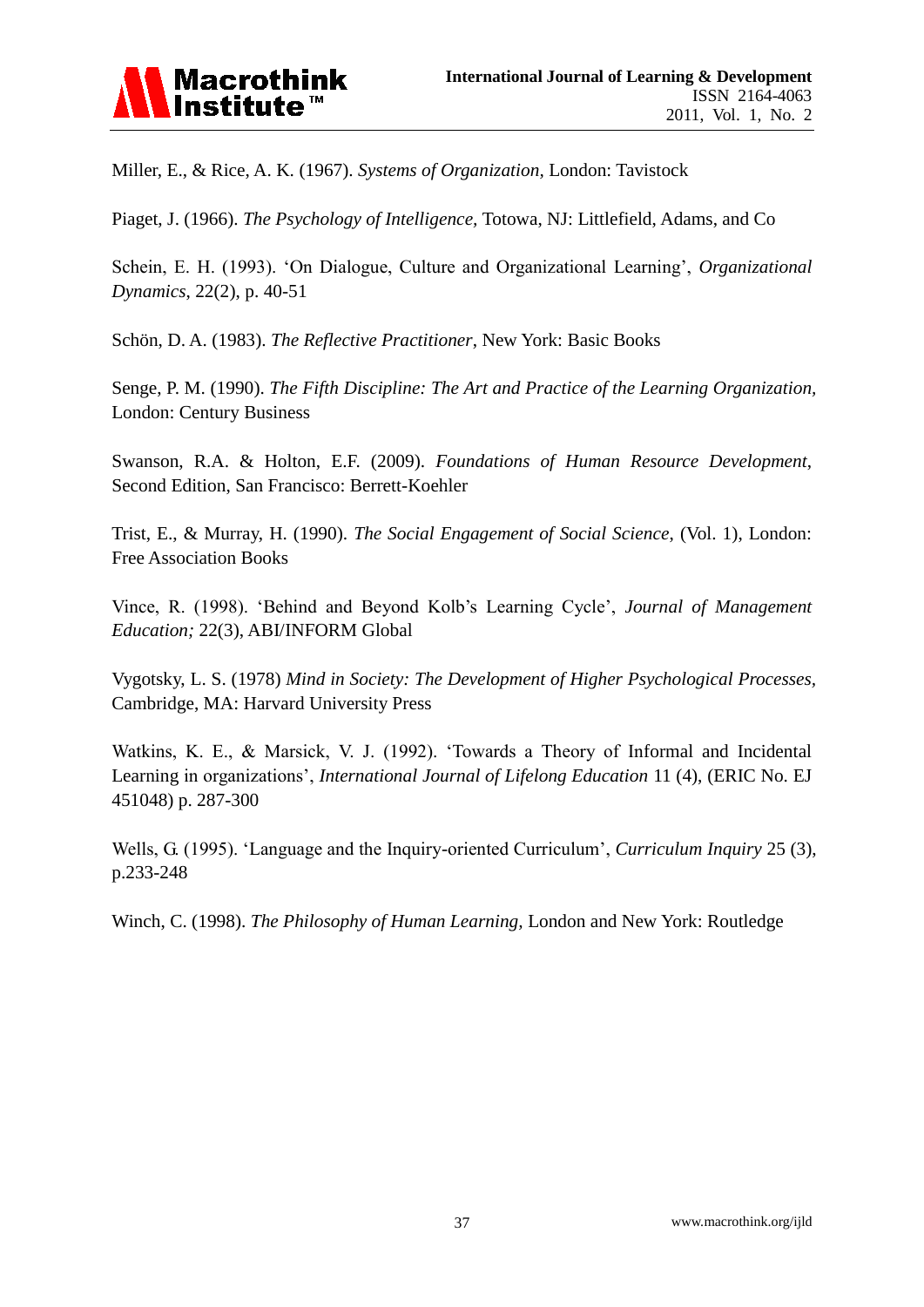Miller, E., & Rice, A. K. (1967). *Systems of Organization*, London: Tavistock

Piaget, J. (1966). *The Psychology of Intelligence*, Totowa, NJ: Littlefield, Adams, and Co

Schein, E. H. (1993). 'On Dialogue, Culture and Organizational Learning', *Organizational Dynamics*, 22(2), p. 40-51

Schön, D. A. (1983). *The Reflective Practitioner*, New York: Basic Books

Senge, P. M. (1990). *The Fifth Discipline: The Art and Practice of the Learning Organization*, London: Century Business

Swanson, R.A. & Holton, E.F. (2009). *Foundations of Human Resource Development*, Second Edition, San Francisco: Berrett-Koehler

Trist, E., & Murray, H. (1990). *The Social Engagement of Social Science*, (Vol. 1), London: Free Association Books

Vince, R. (1998). 'Behind and Beyond Kolb's Learning Cycle', *Journal of Management Education;* 22(3), ABI/INFORM Global

Vygotsky, L. S. (1978) *Mind in Society: The Development of Higher Psychological Processes*, Cambridge, MA: Harvard University Press

Watkins, K. E., & Marsick, V. J. (1992). 'Towards a Theory of Informal and Incidental Learning in organizations', *International Journal of Lifelong Education* 11 (4), (ERIC No. EJ 451048) p. 287-300

Wells, G. (1995). 'Language and the Inquiry-oriented Curriculum', *Curriculum Inquiry* 25 (3), p.233-248

Winch, C. (1998). *The Philosophy of Human Learning*, London and New York: Routledge